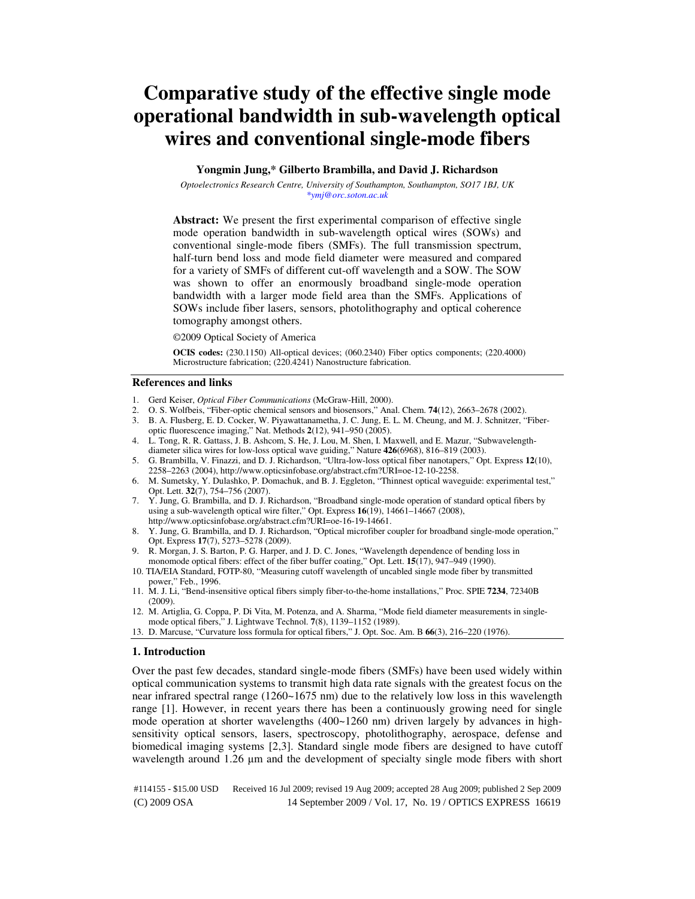# Comparative study of the effective single mode operational bandwidth in sub-wavelength optical wires and conventional single-mode fibers

**Yongmin Jung,* Gilberto Brambilla, and David J. Richardson**

*Optoelectronics Research Centre, University of Southampton, Southampton, SO17 1BJ, UK*
*ymj@orc.soton.ac.uk

**Abstract:** We present the first experimental comparison of effective single mode operation bandwidth in sub-wavelength optical wires (SOWs) and conventional single-mode fibers (SMFs). The full transmission spectrum, half-turn bend loss and mode field diameter were measured and compared for a variety of SMFs of different cut-off wavelength and a SOW. The SOW was shown to offer an enormously broadband single-mode operation bandwidth with a larger mode field area than the SMFs. Applications of SOWs include fiber lasers, sensors, photolithography and optical coherence tomography amongst others.

©2009 Optical Society of America

**OCIS codes:** (230.1150) All-optical devices; (060.2340) Fiber optics components; (220.4000) Microstructure fabrication; (220.4241) Nanostructure fabrication.

## References and links

1. Gerd Keiser, *Optical Fiber Communications* (McGraw-Hill, 2000).
2. O. S. Wolfbeis, "Fiber-optic chemical sensors and biosensors," Anal. Chem. **74**(12), 2663–2678 (2002).
3. B. A. Flusberg, E. D. Cocker, W. Piyawattanametha, J. C. Jung, E. L. M. Cheung, and M. J. Schnitzer, "Fiber-optic fluorescence imaging," Nat. Methods **2**(12), 941–950 (2005).
4. L. Tong, R. R. Gattass, J. B. Ashcom, S. He, J. Lou, M. Shen, I. Maxwell, and E. Mazur, "Subwavelength-diameter silica wires for low-loss optical wave guiding," Nature **426**(6968), 816–819 (2003).
5. G. Brambilla, V. Finazzi, and D. J. Richardson, "Ultra-low-loss optical fiber nanotapers," Opt. Express **12**(10), 2258–2263 (2004), http://www.opticsinfobase.org/abstract.cfm?URI=oe-12-10-2258.
6. M. Sumetsky, Y. Dulashko, P. Domachuk, and B. J. Eggleton, "Thinnest optical waveguide: experimental test," Opt. Lett. **32**(7), 754–756 (2007).
7. Y. Jung, G. Brambilla, and D. J. Richardson, "Broadband single-mode operation of standard optical fibers by using a sub-wavelength optical wire filter," Opt. Express **16**(19), 14661–14667 (2008), http://www.opticsinfobase.org/abstract.cfm?URI=oe-16-19-14661.
8. Y. Jung, G. Brambilla, and D. J. Richardson, "Optical microfiber coupler for broadband single-mode operation," Opt. Express **17**(7), 5273–5278 (2009).
9. R. Morgan, J. S. Barton, P. G. Harper, and J. D. C. Jones, "Wavelength dependence of bending loss in monomode optical fibers: effect of the fiber buffer coating," Opt. Lett. **15**(17), 947–949 (1990).
10. TIA/EIA Standard, FOTP-80, "Measuring cutoff wavelength of uncabled single mode fiber by transmitted power," Feb., 1996.
11. M. J. Li, "Bend-insensitive optical fibers simply fiber-to-the-home installations," Proc. SPIE **7234**, 72340B (2009).
12. M. Artiglia, G. Coppa, P. Di Vita, M. Potenza, and A. Sharma, "Mode field diameter measurements in single-mode optical fibers," J. Lightwave Technol. **7**(8), 1139–1152 (1989).
13. D. Marcuse, "Curvature loss formula for optical fibers," J. Opt. Soc. Am. B **66**(3), 216–220 (1976).

## 1. Introduction

Over the past few decades, standard single-mode fibers (SMFs) have been used widely within optical communication systems to transmit high data rate signals with the greatest focus on the near infrared spectral range (1260~1675 nm) due to the relatively low loss in this wavelength range [1]. However, in recent years there has been a continuously growing need for single mode operation at shorter wavelengths (400~1260 nm) driven largely by advances in high-sensitivity optical sensors, lasers, spectroscopy, photolithography, aerospace, defense and biomedical imaging systems [2,3]. Standard single mode fibers are designed to have cutoff wavelength around 1.26 μm and the development of specialty single mode fibers with short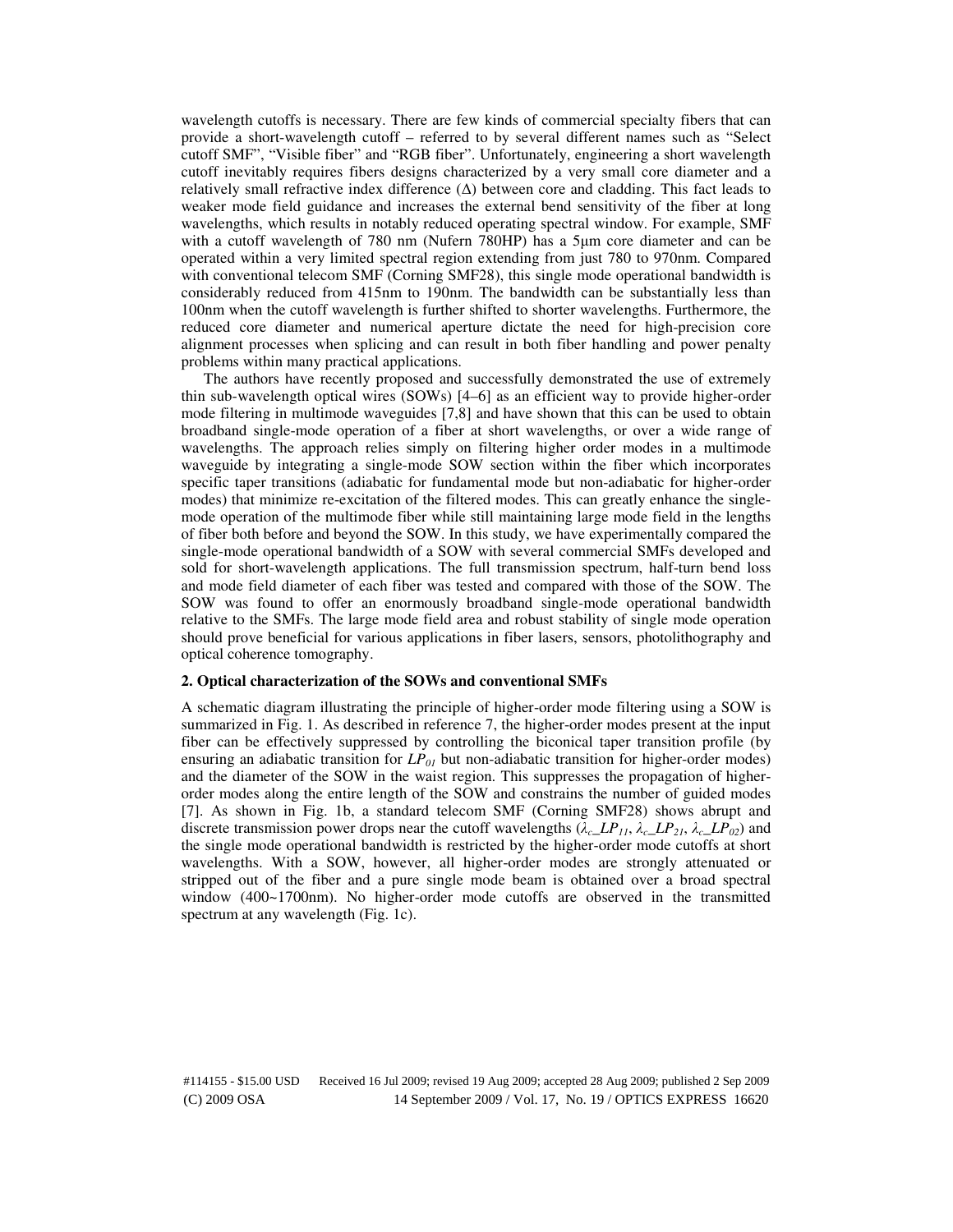wavelength cutoffs is necessary. There are few kinds of commercial specialty fibers that can provide a short-wavelength cutoff – referred to by several different names such as "Select cutoff SMF", "Visible fiber" and "RGB fiber". Unfortunately, engineering a short wavelength cutoff inevitably requires fibers designs characterized by a very small core diameter and a relatively small refractive index difference (Δ) between core and cladding. This fact leads to weaker mode field guidance and increases the external bend sensitivity of the fiber at long wavelengths, which results in notably reduced operating spectral window. For example, SMF with a cutoff wavelength of 780 nm (Nufern 780HP) has a 5μm core diameter and can be operated within a very limited spectral region extending from just 780 to 970nm. Compared with conventional telecom SMF (Corning SMF28), this single mode operational bandwidth is considerably reduced from 415nm to 190nm. The bandwidth can be substantially less than 100nm when the cutoff wavelength is further shifted to shorter wavelengths. Furthermore, the reduced core diameter and numerical aperture dictate the need for high-precision core alignment processes when splicing and can result in both fiber handling and power penalty problems within many practical applications.

The authors have recently proposed and successfully demonstrated the use of extremely thin sub-wavelength optical wires (SOWs) [4–6] as an efficient way to provide higher-order mode filtering in multimode waveguides [7,8] and have shown that this can be used to obtain broadband single-mode operation of a fiber at short wavelengths, or over a wide range of wavelengths. The approach relies simply on filtering higher order modes in a multimode waveguide by integrating a single-mode SOW section within the fiber which incorporates specific taper transitions (adiabatic for fundamental mode but non-adiabatic for higher-order modes) that minimize re-excitation of the filtered modes. This can greatly enhance the single-mode operation of the multimode fiber while still maintaining large mode field in the lengths of fiber both before and beyond the SOW. In this study, we have experimentally compared the single-mode operational bandwidth of a SOW with several commercial SMFs developed and sold for short-wavelength applications. The full transmission spectrum, half-turn bend loss and mode field diameter of each fiber was tested and compared with those of the SOW. The SOW was found to offer an enormously broadband single-mode operational bandwidth relative to the SMFs. The large mode field area and robust stability of single mode operation should prove beneficial for various applications in fiber lasers, sensors, photolithography and optical coherence tomography.

## 2. Optical characterization of the SOWs and conventional SMFs

A schematic diagram illustrating the principle of higher-order mode filtering using a SOW is summarized in Fig. 1. As described in reference 7, the higher-order modes present at the input fiber can be effectively suppressed by controlling the biconical taper transition profile (by ensuring an adiabatic transition for $LP_{01}$ but non-adiabatic transition for higher-order modes) and the diameter of the SOW in the waist region. This suppresses the propagation of higher-order modes along the entire length of the SOW and constrains the number of guided modes [7]. As shown in Fig. 1b, a standard telecom SMF (Corning SMF28) shows abrupt and discrete transmission power drops near the cutoff wavelengths ($\lambda_c$_$LP_{11}$, $\lambda_c$_$LP_{21}$, $\lambda_c$_$LP_{02}$) and the single mode operational bandwidth is restricted by the higher-order mode cutoffs at short wavelengths. With a SOW, however, all higher-order modes are strongly attenuated or stripped out of the fiber and a pure single mode beam is obtained over a broad spectral window (400~1700nm). No higher-order mode cutoffs are observed in the transmitted spectrum at any wavelength (Fig. 1c).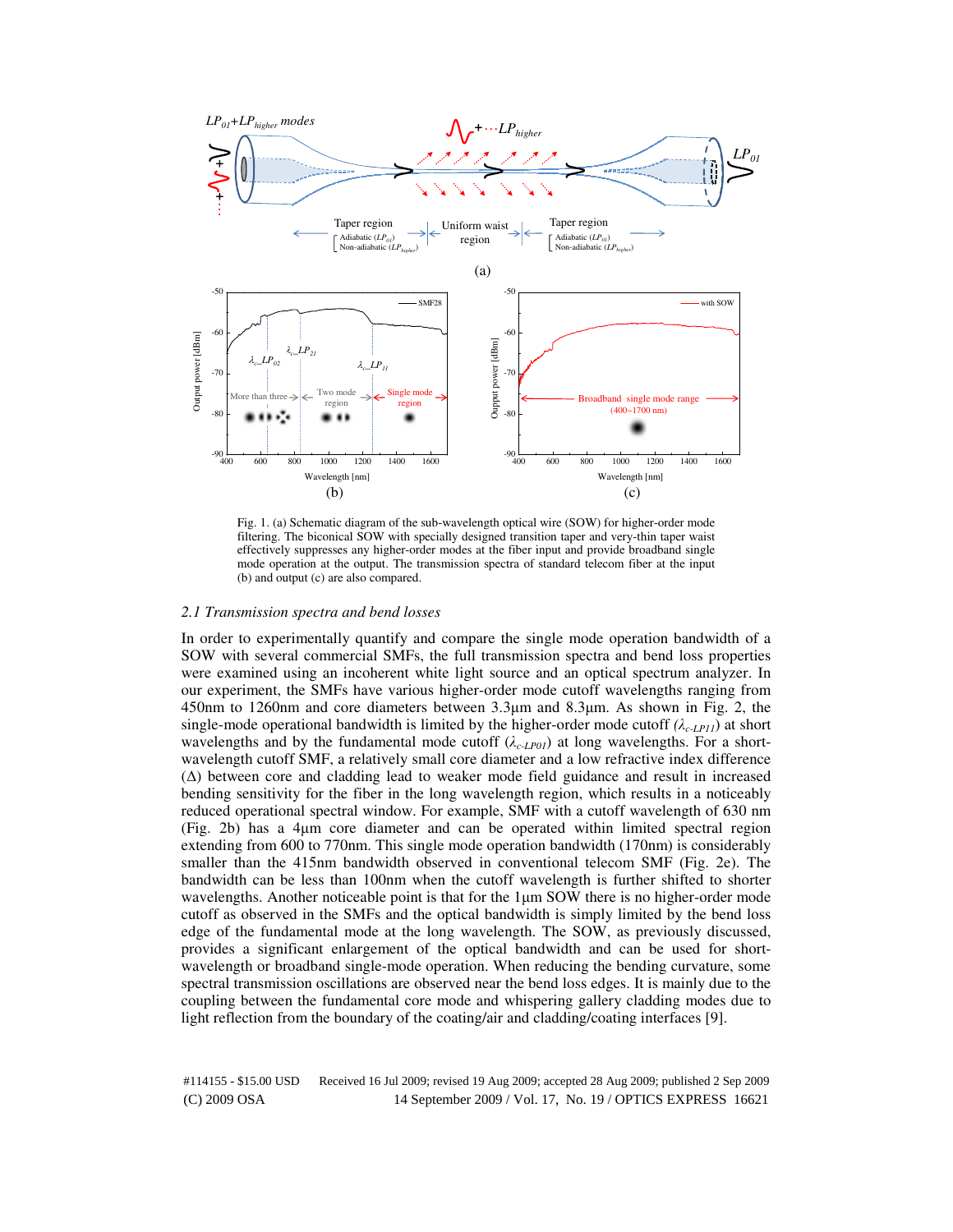Fig. 1. (a) Schematic diagram of the sub-wavelength optical wire (SOW) for higher-order mode filtering. The biconical SOW with specially designed transition taper and very-thin taper waist effectively suppresses any higher-order modes at the fiber input and provide broadband single mode operation at the output. The transmission spectra of standard telecom fiber at the input (b) and output (c) are also compared.

### 2.1 Transmission spectra and bend losses

In order to experimentally quantify and compare the single mode operation bandwidth of a SOW with several commercial SMFs, the full transmission spectra and bend loss properties were examined using an incoherent white light source and an optical spectrum analyzer. In our experiment, the SMFs have various higher-order mode cutoff wavelengths ranging from 450nm to 1260nm and core diameters between 3.3µm and 8.3µm. As shown in Fig. 2, the single-mode operational bandwidth is limited by the higher-order mode cutoff ($\lambda_{c\text{-}LP11}$) at short wavelengths and by the fundamental mode cutoff ($\lambda_{c\text{-}LP01}$) at long wavelengths. For a short-wavelength cutoff SMF, a relatively small core diameter and a low refractive index difference ($\Delta$) between core and cladding lead to weaker mode field guidance and result in increased bending sensitivity for the fiber in the long wavelength region, which results in a noticeably reduced operational spectral window. For example, SMF with a cutoff wavelength of 630 nm (Fig. 2b) has a 4µm core diameter and can be operated within limited spectral region extending from 600 to 770nm. This single mode operation bandwidth (170nm) is considerably smaller than the 415nm bandwidth observed in conventional telecom SMF (Fig. 2e). The bandwidth can be less than 100nm when the cutoff wavelength is further shifted to shorter wavelengths. Another noticeable point is that for the 1µm SOW there is no higher-order mode cutoff as observed in the SMFs and the optical bandwidth is simply limited by the bend loss edge of the fundamental mode at the long wavelength. The SOW, as previously discussed, provides a significant enlargement of the optical bandwidth and can be used for short-wavelength or broadband single-mode operation. When reducing the bending curvature, some spectral transmission oscillations are observed near the bend loss edges. It is mainly due to the coupling between the fundamental core mode and whispering gallery cladding modes due to light reflection from the boundary of the coating/air and cladding/coating interfaces [9].

#114155 - $15.00 USD Received 16 Jul 2009; revised 19 Aug 2009; accepted 28 Aug 2009; published 2 Sep 2009
(C) 2009 OSA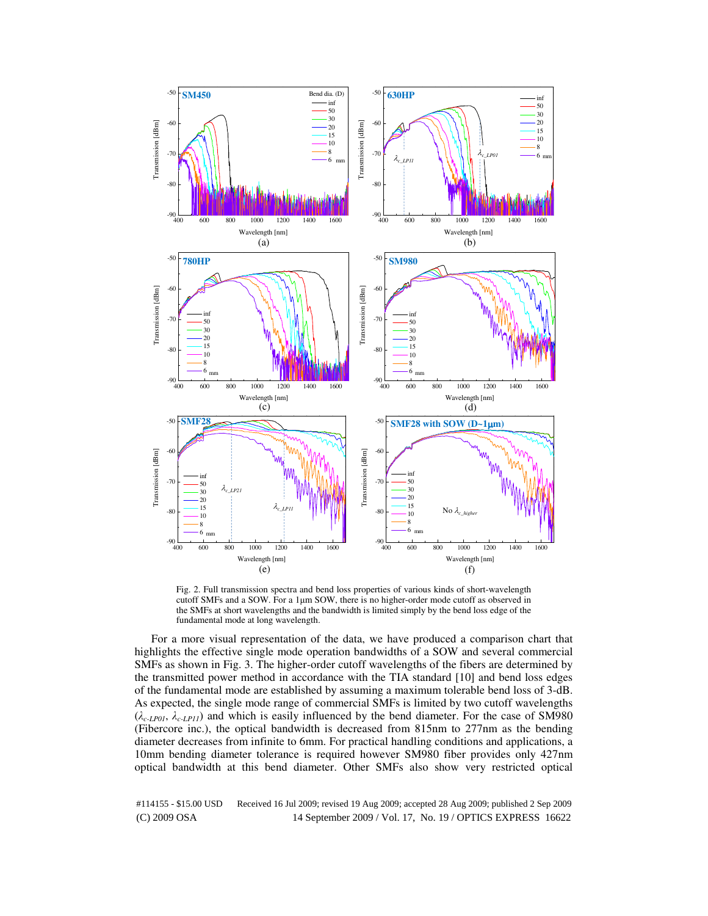Fig. 2. Full transmission spectra and bend loss properties of various kinds of short-wavelength cutoff SMFs and a SOW. For a 1μm SOW, there is no higher-order mode cutoff as observed in the SMFs at short wavelengths and the bandwidth is limited simply by the bend loss edge of the fundamental mode at long wavelength.

For a more visual representation of the data, we have produced a comparison chart that highlights the effective single mode operation bandwidths of a SOW and several commercial SMFs as shown in Fig. 3. The higher-order cutoff wavelengths of the fibers are determined by the transmitted power method in accordance with the TIA standard [10] and bend loss edges of the fundamental mode are established by assuming a maximum tolerable bend loss of 3-dB. As expected, the single mode range of commercial SMFs is limited by two cutoff wavelengths ($\lambda_{c\text{-}LP01}$, $\lambda_{c\text{-}LP11}$) and which is easily influenced by the bend diameter. For the case of SM980 (Fibercore inc.), the optical bandwidth is decreased from 815nm to 277nm as the bending diameter decreases from infinite to 6mm. For practical handling conditions and applications, a 10mm bending diameter tolerance is required however SM980 fiber provides only 427nm optical bandwidth at this bend diameter. Other SMFs also show very restricted optical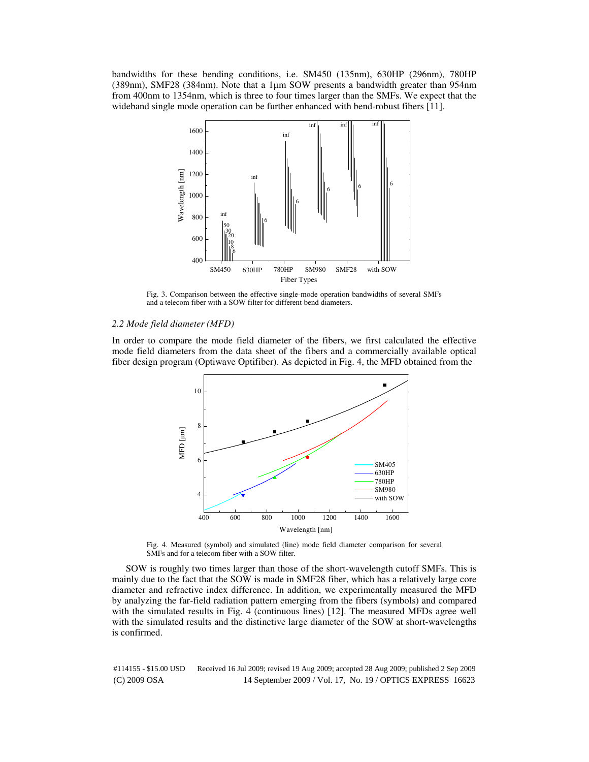bandwidths for these bending conditions, i.e. SM450 (135nm), 630HP (296nm), 780HP (389nm), SMF28 (384nm). Note that a 1μm SOW presents a bandwidth greater than 954nm from 400nm to 1354nm, which is three to four times larger than the SMFs. We expect that the wideband single mode operation can be further enhanced with bend-robust fibers [11].

Fig. 3. Comparison between the effective single-mode operation bandwidths of several SMFs and a telecom fiber with a SOW filter for different bend diameters.

### *2.2 Mode field diameter (MFD)*

In order to compare the mode field diameter of the fibers, we first calculated the effective mode field diameters from the data sheet of the fibers and a commercially available optical fiber design program (Optiwave Optifiber). As depicted in Fig. 4, the MFD obtained from the

Fig. 4. Measured (symbol) and simulated (line) mode field diameter comparison for several SMFs and for a telecom fiber with a SOW filter.

SOW is roughly two times larger than those of the short-wavelength cutoff SMFs. This is mainly due to the fact that the SOW is made in SMF28 fiber, which has a relatively large core diameter and refractive index difference. In addition, we experimentally measured the MFD by analyzing the far-field radiation pattern emerging from the fibers (symbols) and compared with the simulated results in Fig. 4 (continuous lines) [12]. The measured MFDs agree well with the simulated results and the distinctive large diameter of the SOW at short-wavelengths is confirmed.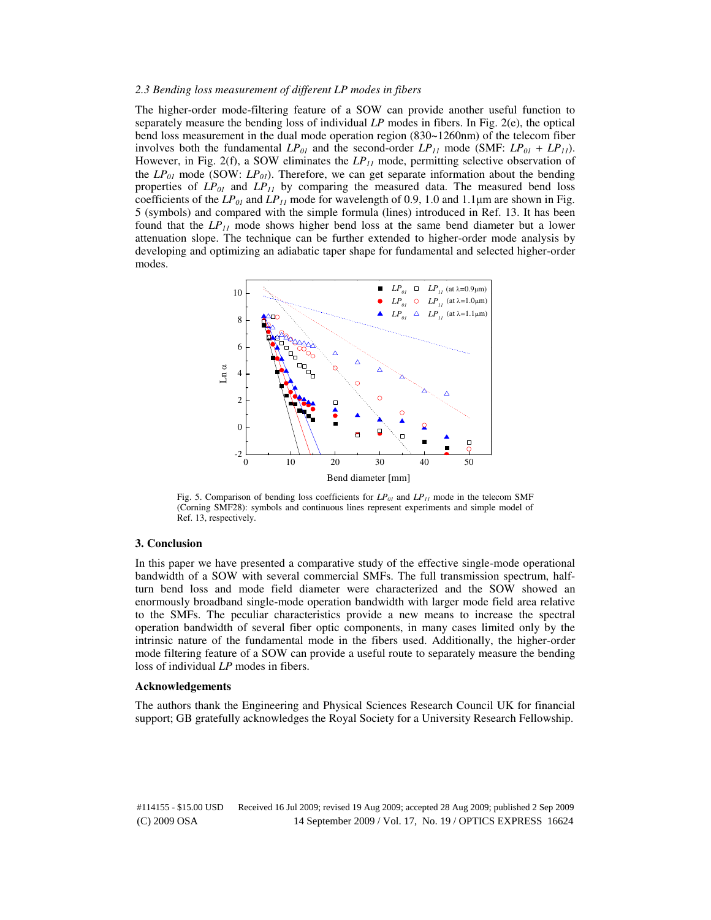*2.3 Bending loss measurement of different LP modes in fibers*

The higher-order mode-filtering feature of a SOW can provide another useful function to separately measure the bending loss of individual *LP* modes in fibers. In Fig. 2(e), the optical bend loss measurement in the dual mode operation region (830~1260nm) of the telecom fiber involves both the fundamental $LP_{01}$ and the second-order $LP_{11}$ mode (SMF: $LP_{01}$ + $LP_{11}$). However, in Fig. 2(f), a SOW eliminates the $LP_{11}$ mode, permitting selective observation of the $LP_{01}$ mode (SOW: $LP_{01}$). Therefore, we can get separate information about the bending properties of $LP_{01}$ and $LP_{11}$ by comparing the measured data. The measured bend loss coefficients of the $LP_{01}$ and $LP_{11}$ mode for wavelength of 0.9, 1.0 and 1.1μm are shown in Fig. 5 (symbols) and compared with the simple formula (lines) introduced in Ref. 13. It has been found that the $LP_{11}$ mode shows higher bend loss at the same bend diameter but a lower attenuation slope. The technique can be further extended to higher-order mode analysis by developing and optimizing an adiabatic taper shape for fundamental and selected higher-order modes.

Ln α

Bend diameter [mm]

$LP_{01}$ $LP_{11}$ (at λ=0.9μm)

$LP_{01}$ $LP_{11}$ (at λ=1.0μm)

$LP_{01}$ $LP_{11}$ (at λ=1.1μm)

-2, 0, 2, 4, 6, 8, 10

0, 10, 20, 30, 40, 50

Fig. 5. Comparison of bending loss coefficients for $LP_{01}$ and $LP_{11}$ mode in the telecom SMF (Corning SMF28): symbols and continuous lines represent experiments and simple model of Ref. 13, respectively.

## 3. Conclusion

In this paper we have presented a comparative study of the effective single-mode operational bandwidth of a SOW with several commercial SMFs. The full transmission spectrum, half-turn bend loss and mode field diameter were characterized and the SOW showed an enormously broadband single-mode operation bandwidth with larger mode field area relative to the SMFs. The peculiar characteristics provide a new means to increase the spectral operation bandwidth of several fiber optic components, in many cases limited only by the intrinsic nature of the fundamental mode in the fibers used. Additionally, the higher-order mode filtering feature of a SOW can provide a useful route to separately measure the bending loss of individual *LP* modes in fibers.

### Acknowledgements

The authors thank the Engineering and Physical Sciences Research Council UK for financial support; GB gratefully acknowledges the Royal Society for a University Research Fellowship.

#114155 - $15.00 USD Received 16 Jul 2009; revised 19 Aug 2009; accepted 28 Aug 2009; published 2 Sep 2009

(C) 2009 OSA